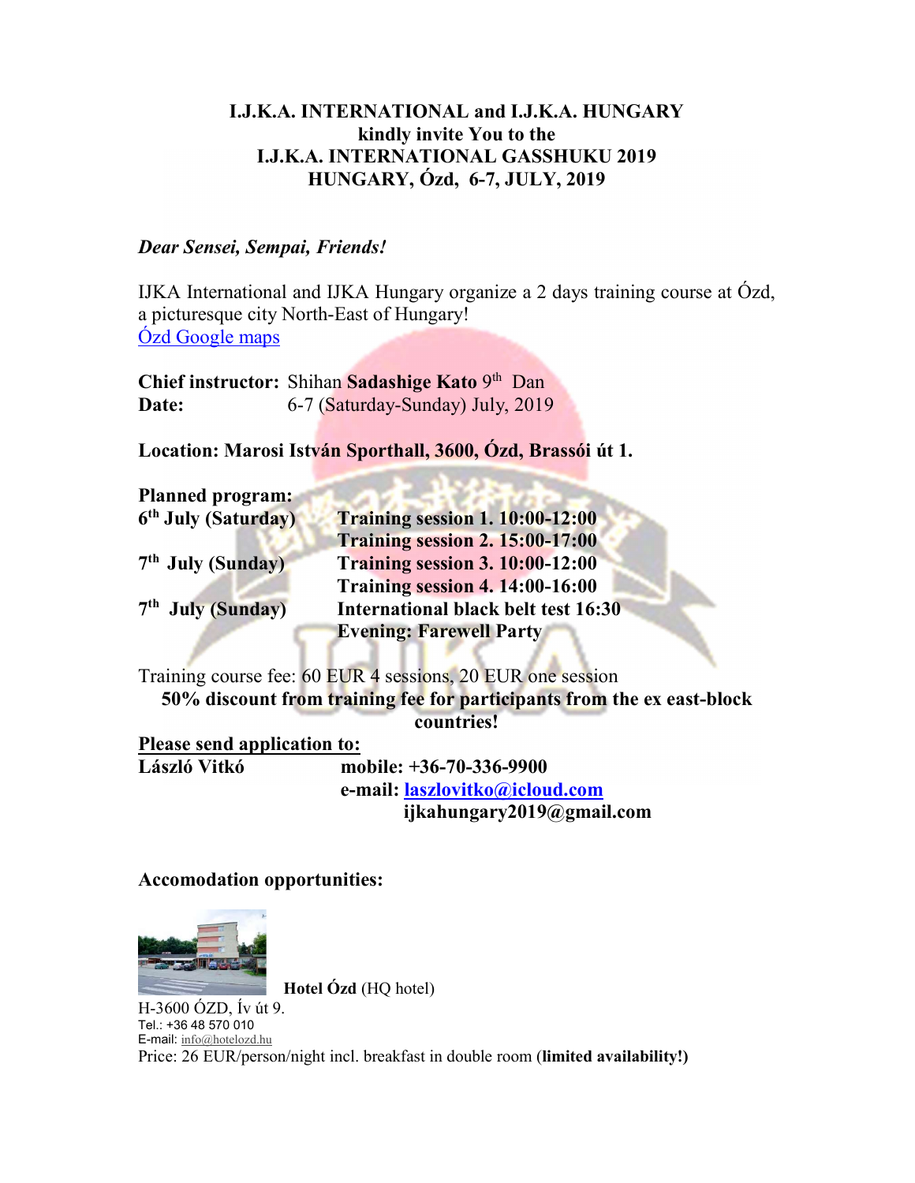**I.J.K.A. INTERNATIONAL and I.J.K.A. HUNGARY**
**kindly invite You to the**
**I.J.K.A. INTERNATIONAL GASSHUKU 2019**
**HUNGARY, Ózd, 6-7, JULY, 2019**

***Dear Sensei, Sempai, Friends!***

IJKA International and IJKA Hungary organize a 2 days training course at Ózd, a picturesque city North-East of Hungary!
[Ózd Google maps]

**Chief instructor:** Shihan **Sadashige Kato** 9th Dan
**Date:** 6-7 (Saturday-Sunday) July, 2019

**Location: Marosi István Sporthall, 3600, Ózd, Brassói út 1.**

**Planned program:**

| | |
|---|---|
| **6th July (Saturday)** | **Training session 1. 10:00-12:00** |
| | **Training session 2. 15:00-17:00** |
| **7th July (Sunday)** | **Training session 3. 10:00-12:00** |
| | **Training session 4. 14:00-16:00** |
| **7th July (Sunday)** | **International black belt test 16:30** |
| | **Evening: Farewell Party** |

Training course fee: 60 EUR 4 sessions, 20 EUR one session
**50% discount from training fee for participants from the ex east-block countries!**

**Please send application to:**
**László Vitkó** **mobile: +36-70-336-9900**
**e-mail: laszlovitko@icloud.com**
**ijkahungary2019@gmail.com**

**Accomodation opportunities:**

**Hotel Ózd** (HQ hotel)
H-3600 ÓZD, Ív út 9.
Tel.: +36 48 570 010
E-mail: info@hotelozd.hu
Price: 26 EUR/person/night incl. breakfast in double room (**limited availability!)**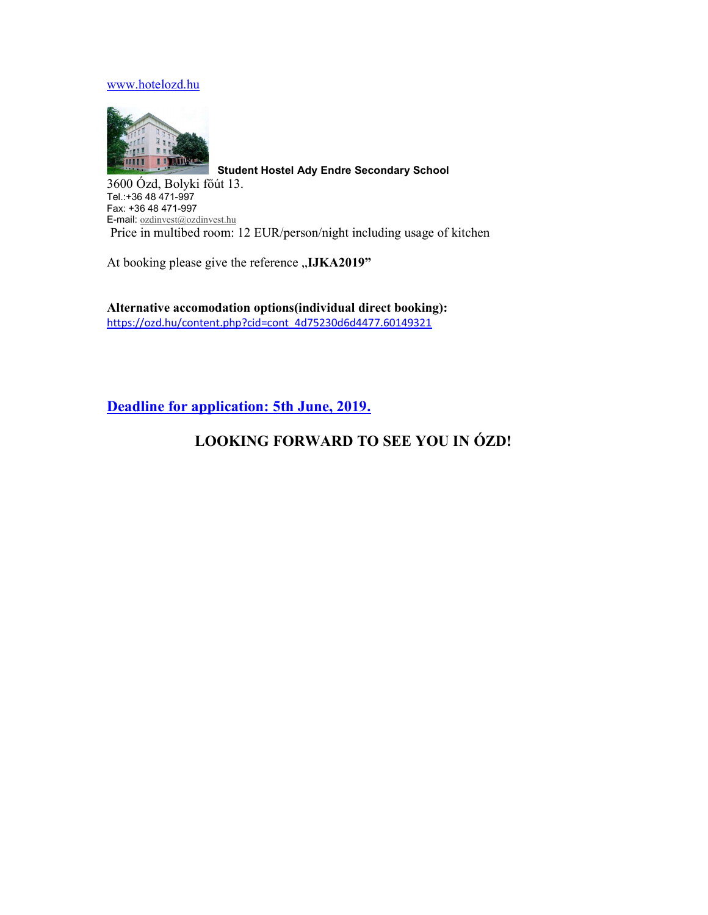www.hotelozd.hu

**Student Hostel Ady Endre Secondary School**

3600 Ózd, Bolyki főút 13.
Tel.:+36 48 471-997
Fax: +36 48 471-997
E-mail: ozdinvest@ozdinvest.hu
Price in multibed room: 12 EUR/person/night including usage of kitchen

At booking please give the reference „**IJKA2019”**

**Alternative accomodation options(individual direct booking):**
https://ozd.hu/content.php?cid=cont_4d75230d6d4477.60149321

**Deadline for application: 5th June, 2019.**

## LOOKING FORWARD TO SEE YOU IN ÓZD!